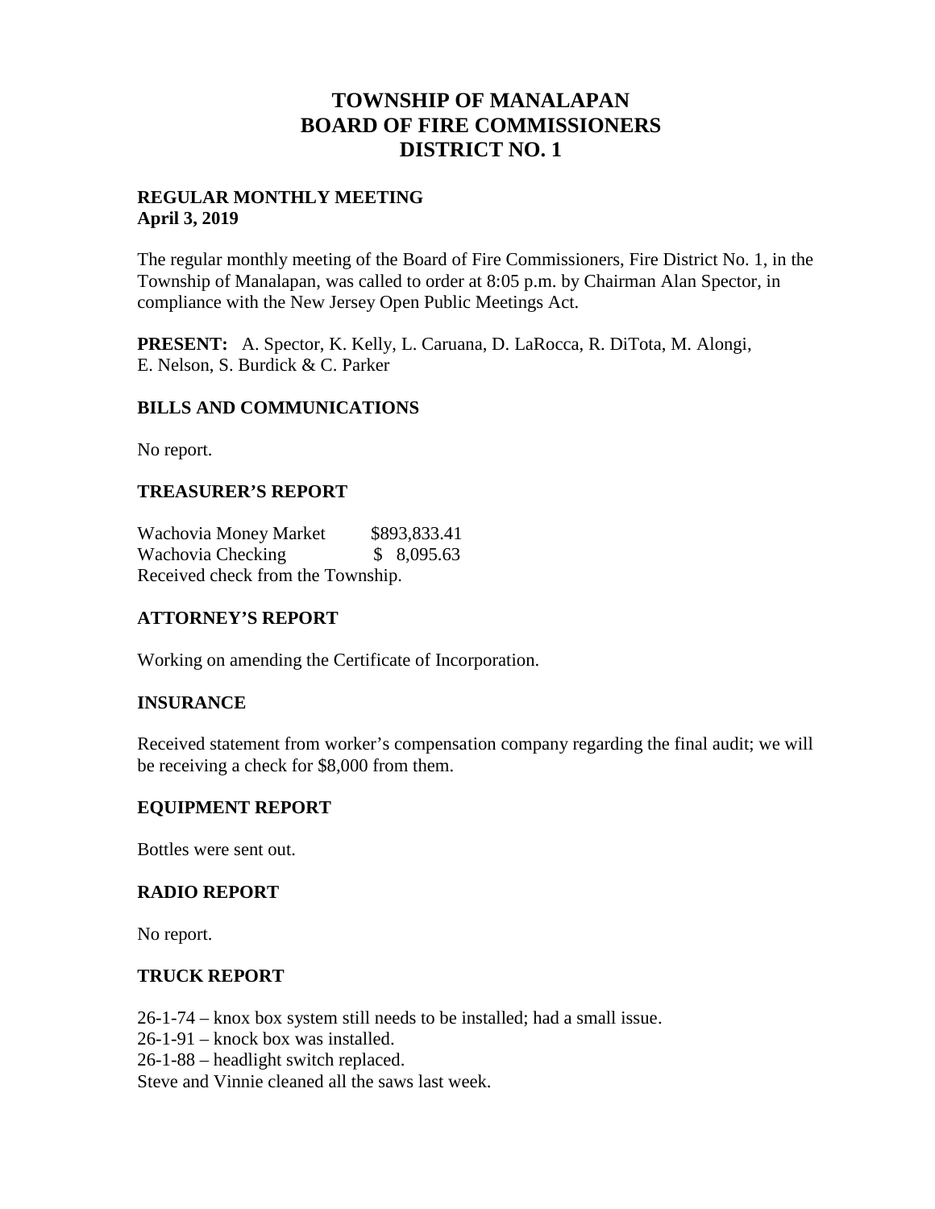# TOWNSHIP OF MANALAPAN
# BOARD OF FIRE COMMISSIONERS
# DISTRICT NO. 1

**REGULAR MONTHLY MEETING**
**April 3, 2019**

The regular monthly meeting of the Board of Fire Commissioners, Fire District No. 1, in the Township of Manalapan, was called to order at 8:05 p.m. by Chairman Alan Spector, in compliance with the New Jersey Open Public Meetings Act.

**PRESENT:** A. Spector, K. Kelly, L. Caruana, D. LaRocca, R. DiTota, M. Alongi, E. Nelson, S. Burdick & C. Parker

## BILLS AND COMMUNICATIONS

No report.

## TREASURER'S REPORT

| | |
|---|---|
| Wachovia Money Market | $893,833.41 |
| Wachovia Checking | $ 8,095.63 |

Received check from the Township.

## ATTORNEY'S REPORT

Working on amending the Certificate of Incorporation.

## INSURANCE

Received statement from worker's compensation company regarding the final audit; we will be receiving a check for $8,000 from them.

## EQUIPMENT REPORT

Bottles were sent out.

## RADIO REPORT

No report.

## TRUCK REPORT

26-1-74 – knox box system still needs to be installed; had a small issue.
26-1-91 – knock box was installed.
26-1-88 – headlight switch replaced.
Steve and Vinnie cleaned all the saws last week.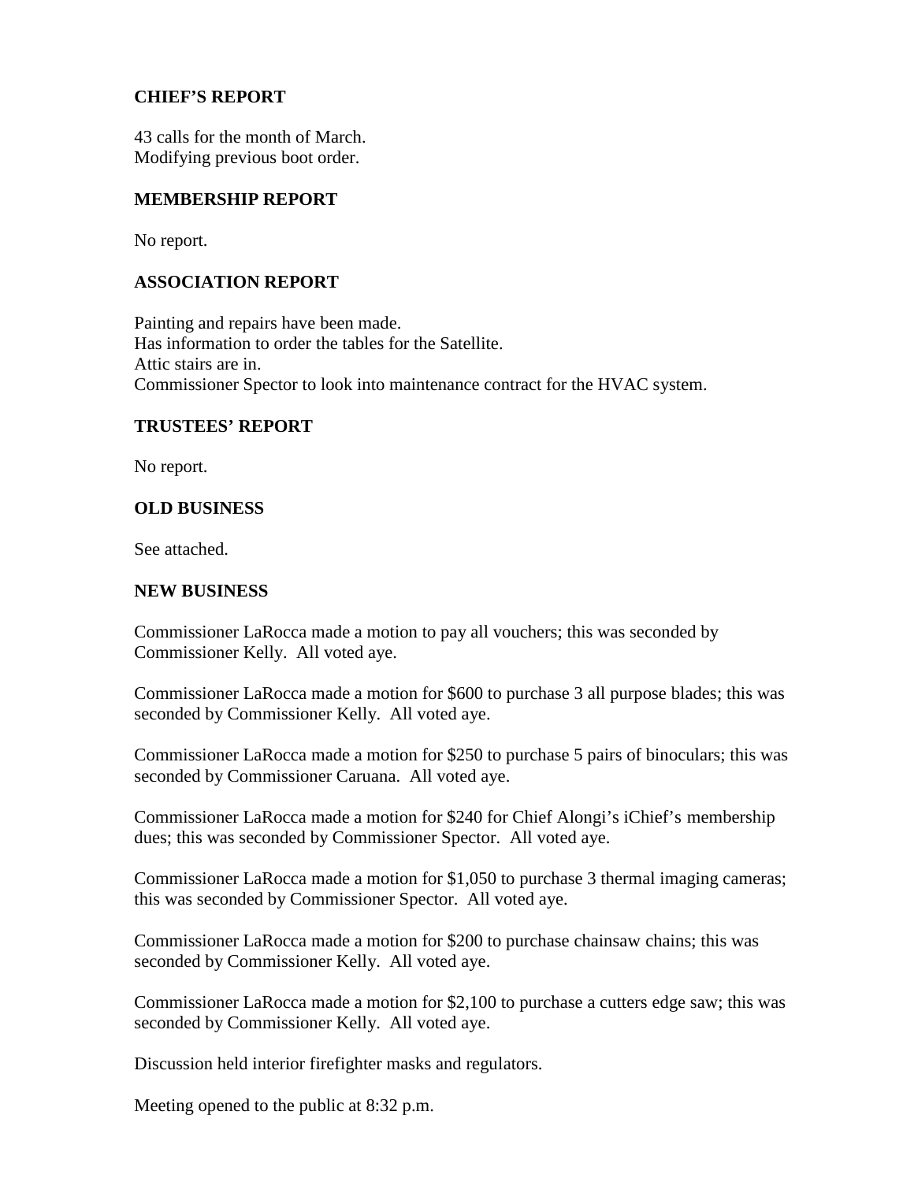**CHIEF'S REPORT**

43 calls for the month of March.
Modifying previous boot order.

**MEMBERSHIP REPORT**

No report.

**ASSOCIATION REPORT**

Painting and repairs have been made.
Has information to order the tables for the Satellite.
Attic stairs are in.
Commissioner Spector to look into maintenance contract for the HVAC system.

**TRUSTEES' REPORT**

No report.

**OLD BUSINESS**

See attached.

**NEW BUSINESS**

Commissioner LaRocca made a motion to pay all vouchers; this was seconded by Commissioner Kelly. All voted aye.

Commissioner LaRocca made a motion for $600 to purchase 3 all purpose blades; this was seconded by Commissioner Kelly. All voted aye.

Commissioner LaRocca made a motion for $250 to purchase 5 pairs of binoculars; this was seconded by Commissioner Caruana. All voted aye.

Commissioner LaRocca made a motion for $240 for Chief Alongi's iChief's membership dues; this was seconded by Commissioner Spector. All voted aye.

Commissioner LaRocca made a motion for $1,050 to purchase 3 thermal imaging cameras; this was seconded by Commissioner Spector. All voted aye.

Commissioner LaRocca made a motion for $200 to purchase chainsaw chains; this was seconded by Commissioner Kelly. All voted aye.

Commissioner LaRocca made a motion for $2,100 to purchase a cutters edge saw; this was seconded by Commissioner Kelly. All voted aye.

Discussion held interior firefighter masks and regulators.

Meeting opened to the public at 8:32 p.m.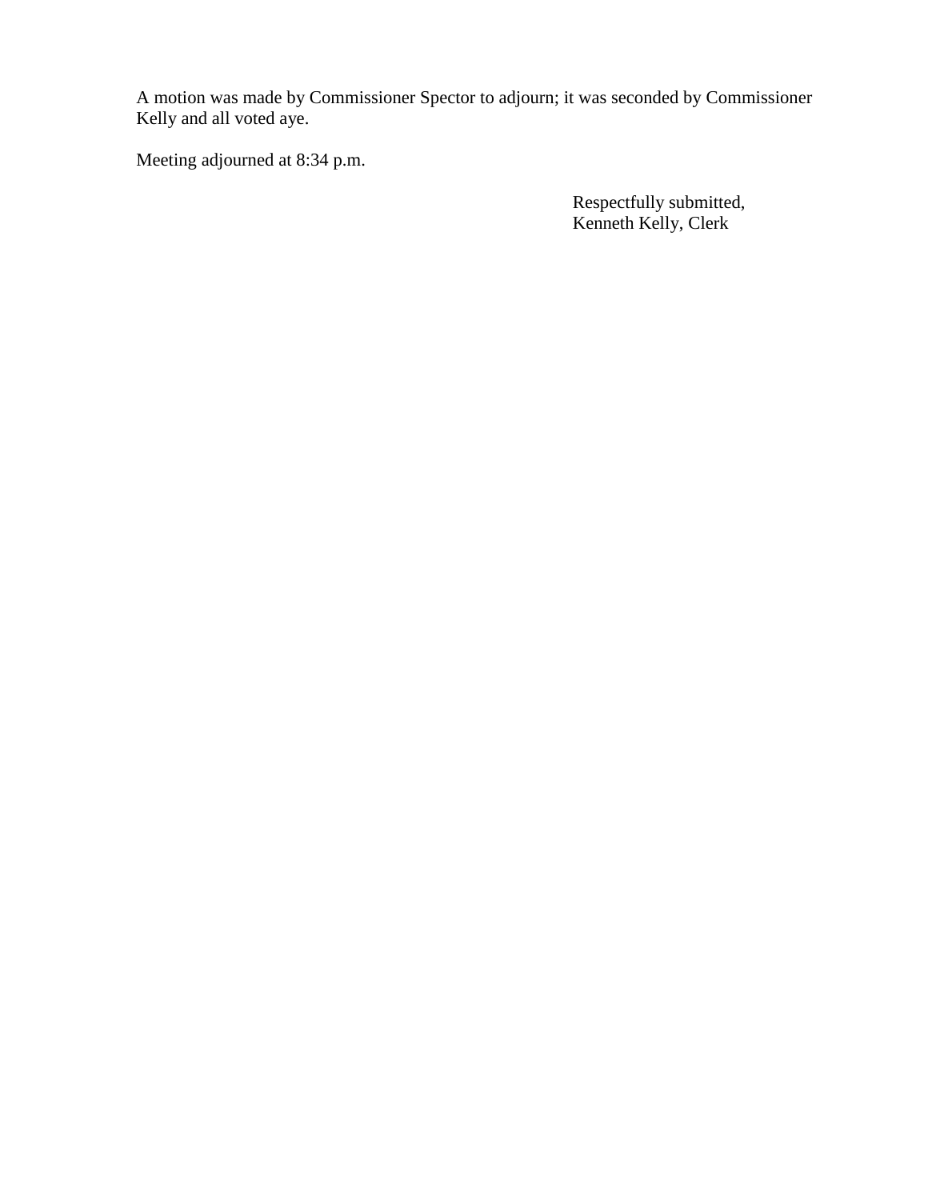A motion was made by Commissioner Spector to adjourn; it was seconded by Commissioner Kelly and all voted aye.

Meeting adjourned at 8:34 p.m.

Respectfully submitted,
Kenneth Kelly, Clerk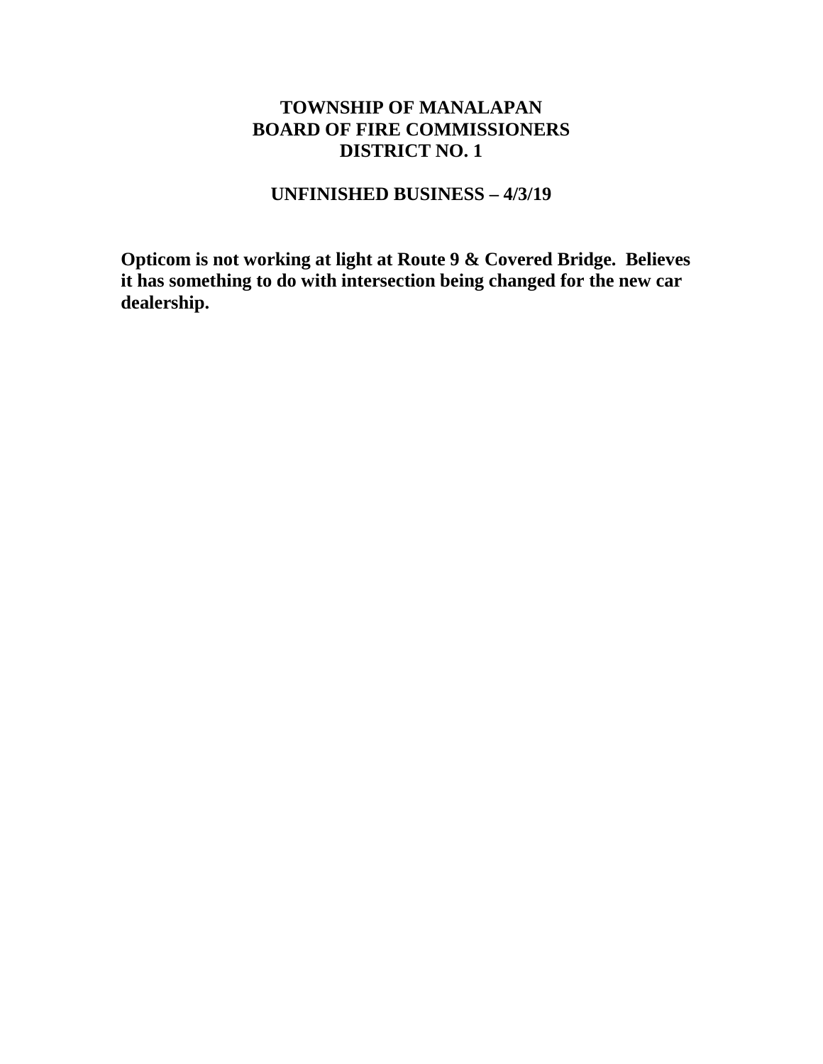# TOWNSHIP OF MANALAPAN
# BOARD OF FIRE COMMISSIONERS
# DISTRICT NO. 1

## UNFINISHED BUSINESS – 4/3/19

**Opticom is not working at light at Route 9 & Covered Bridge. Believes it has something to do with intersection being changed for the new car dealership.**